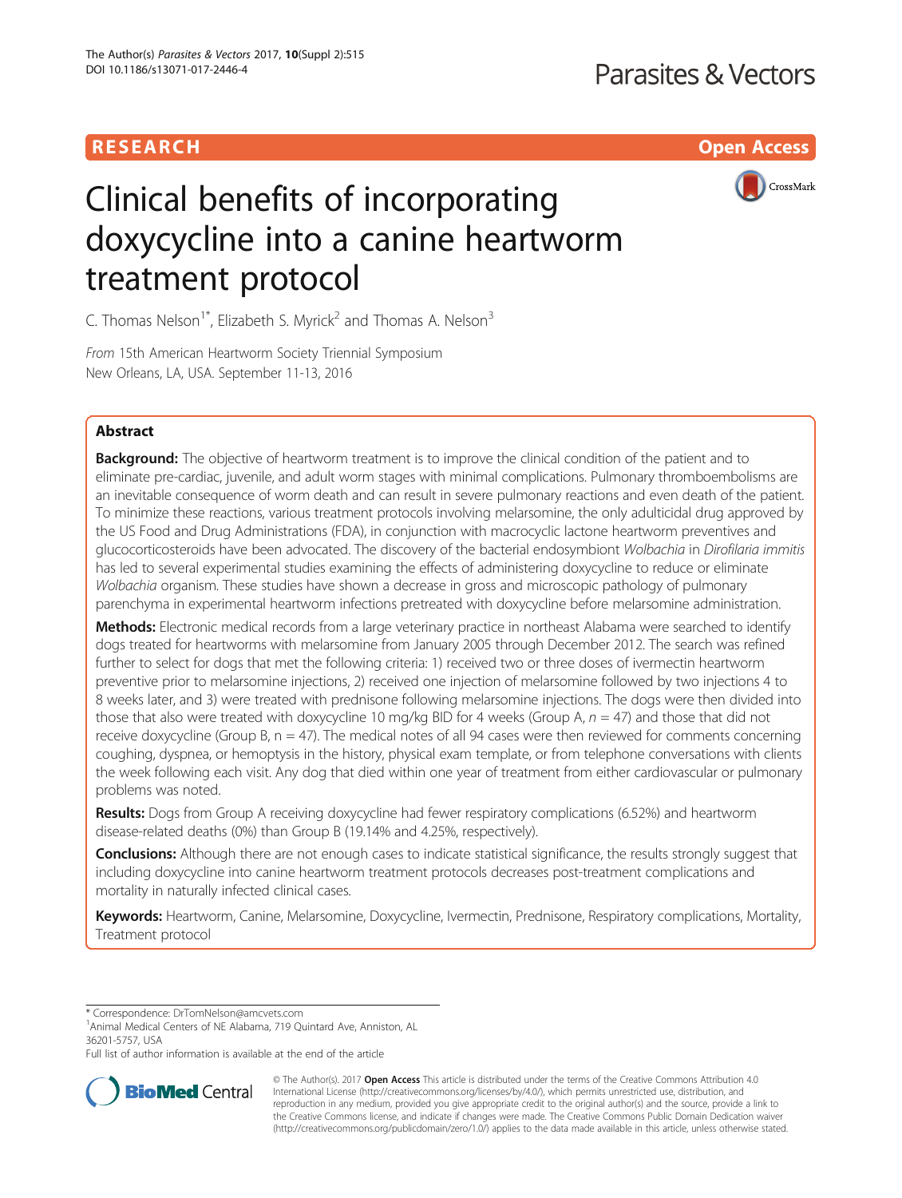RESEARCH

Open Access

# Clinical benefits of incorporating doxycycline into a canine heartworm treatment protocol

C. Thomas Nelson[1*], Elizabeth S. Myrick[2] and Thomas A. Nelson[3]

From 15th American Heartworm Society Triennial Symposium
New Orleans, LA, USA. September 11-13, 2016

## Abstract

**Background:** The objective of heartworm treatment is to improve the clinical condition of the patient and to eliminate pre-cardiac, juvenile, and adult worm stages with minimal complications. Pulmonary thromboembolisms are an inevitable consequence of worm death and can result in severe pulmonary reactions and even death of the patient. To minimize these reactions, various treatment protocols involving melarsomine, the only adulticidal drug approved by the US Food and Drug Administrations (FDA), in conjunction with macrocyclic lactone heartworm preventives and glucocorticosteroids have been advocated. The discovery of the bacterial endosymbiont *Wolbachia* in *Dirofilaria immitis* has led to several experimental studies examining the effects of administering doxycycline to reduce or eliminate *Wolbachia* organism. These studies have shown a decrease in gross and microscopic pathology of pulmonary parenchyma in experimental heartworm infections pretreated with doxycycline before melarsomine administration.

**Methods:** Electronic medical records from a large veterinary practice in northeast Alabama were searched to identify dogs treated for heartworms with melarsomine from January 2005 through December 2012. The search was refined further to select for dogs that met the following criteria: 1) received two or three doses of ivermectin heartworm preventive prior to melarsomine injections, 2) received one injection of melarsomine followed by two injections 4 to 8 weeks later, and 3) were treated with prednisone following melarsomine injections. The dogs were then divided into those that also were treated with doxycycline 10 mg/kg BID for 4 weeks (Group A, $n = 47$) and those that did not receive doxycycline (Group B, $n = 47$). The medical notes of all 94 cases were then reviewed for comments concerning coughing, dyspnea, or hemoptysis in the history, physical exam template, or from telephone conversations with clients the week following each visit. Any dog that died within one year of treatment from either cardiovascular or pulmonary problems was noted.

**Results:** Dogs from Group A receiving doxycycline had fewer respiratory complications (6.52%) and heartworm disease-related deaths (0%) than Group B (19.14% and 4.25%, respectively).

**Conclusions:** Although there are not enough cases to indicate statistical significance, the results strongly suggest that including doxycycline into canine heartworm treatment protocols decreases post-treatment complications and mortality in naturally infected clinical cases.

**Keywords:** Heartworm, Canine, Melarsomine, Doxycycline, Ivermectin, Prednisone, Respiratory complications, Mortality, Treatment protocol

---

\* Correspondence: DrTomNelson@amcvets.com
[1]Animal Medical Centers of NE Alabama, 719 Quintard Ave, Anniston, AL 36201-5757, USA
Full list of author information is available at the end of the article

© The Author(s). 2017 **Open Access** This article is distributed under the terms of the Creative Commons Attribution 4.0 International License (http://creativecommons.org/licenses/by/4.0/), which permits unrestricted use, distribution, and reproduction in any medium, provided you give appropriate credit to the original author(s) and the source, provide a link to the Creative Commons license, and indicate if changes were made. The Creative Commons Public Domain Dedication waiver (http://creativecommons.org/publicdomain/zero/1.0/) applies to the data made available in this article, unless otherwise stated.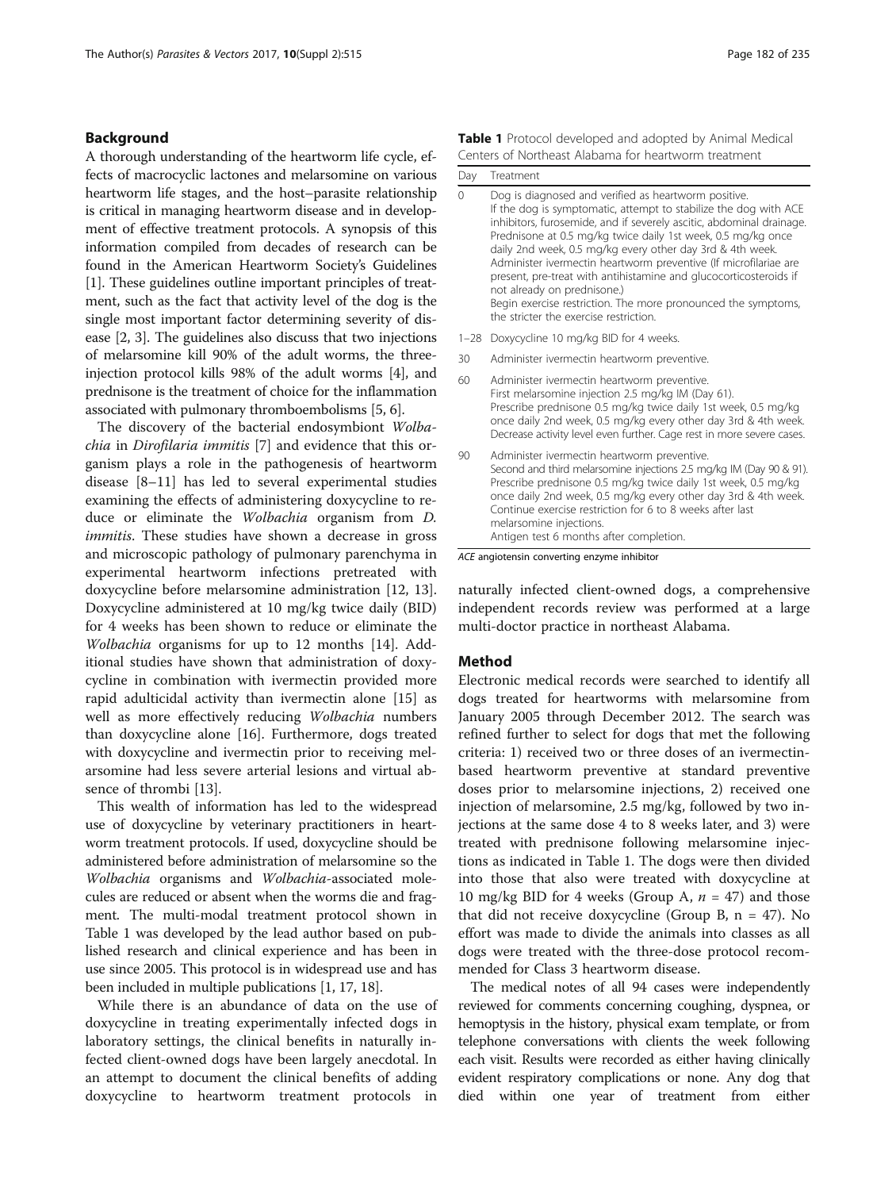## Background

A thorough understanding of the heartworm life cycle, effects of macrocyclic lactones and melarsomine on various heartworm life stages, and the host–parasite relationship is critical in managing heartworm disease and in development of effective treatment protocols. A synopsis of this information compiled from decades of research can be found in the American Heartworm Society's Guidelines [1]. These guidelines outline important principles of treatment, such as the fact that activity level of the dog is the single most important factor determining severity of disease [2, 3]. The guidelines also discuss that two injections of melarsomine kill 90% of the adult worms, the three-injection protocol kills 98% of the adult worms [4], and prednisone is the treatment of choice for the inflammation associated with pulmonary thromboembolisms [5, 6].

The discovery of the bacterial endosymbiont *Wolbachia* in *Dirofilaria immitis* [7] and evidence that this organism plays a role in the pathogenesis of heartworm disease [8–11] has led to several experimental studies examining the effects of administering doxycycline to reduce or eliminate the *Wolbachia* organism from *D. immitis*. These studies have shown a decrease in gross and microscopic pathology of pulmonary parenchyma in experimental heartworm infections pretreated with doxycycline before melarsomine administration [12, 13]. Doxycycline administered at 10 mg/kg twice daily (BID) for 4 weeks has been shown to reduce or eliminate the *Wolbachia* organisms for up to 12 months [14]. Additional studies have shown that administration of doxycycline in combination with ivermectin provided more rapid adulticidal activity than ivermectin alone [15] as well as more effectively reducing *Wolbachia* numbers than doxycycline alone [16]. Furthermore, dogs treated with doxycycline and ivermectin prior to receiving melarsomine had less severe arterial lesions and virtual absence of thrombi [13].

This wealth of information has led to the widespread use of doxycycline by veterinary practitioners in heartworm treatment protocols. If used, doxycycline should be administered before administration of melarsomine so the *Wolbachia* organisms and *Wolbachia*-associated molecules are reduced or absent when the worms die and fragment. The multi-modal treatment protocol shown in Table 1 was developed by the lead author based on published research and clinical experience and has been in use since 2005. This protocol is in widespread use and has been included in multiple publications [1, 17, 18].

While there is an abundance of data on the use of doxycycline in treating experimentally infected dogs in laboratory settings, the clinical benefits in naturally infected client-owned dogs have been largely anecdotal. In an attempt to document the clinical benefits of adding doxycycline to heartworm treatment protocols in naturally infected client-owned dogs, a comprehensive independent records review was performed at a large multi-doctor practice in northeast Alabama.

**Table 1** Protocol developed and adopted by Animal Medical Centers of Northeast Alabama for heartworm treatment

| Day | Treatment |
|---|---|
| 0 | Dog is diagnosed and verified as heartworm positive. If the dog is symptomatic, attempt to stabilize the dog with ACE inhibitors, furosemide, and if severely ascitic, abdominal drainage. Prednisone at 0.5 mg/kg twice daily 1st week, 0.5 mg/kg once daily 2nd week, 0.5 mg/kg every other day 3rd & 4th week. Administer ivermectin heartworm preventive (If microfilariae are present, pre-treat with antihistamine and glucocorticosteroids if not already on prednisone.) Begin exercise restriction. The more pronounced the symptoms, the stricter the exercise restriction. |
| 1–28 | Doxycycline 10 mg/kg BID for 4 weeks. |
| 30 | Administer ivermectin heartworm preventive. |
| 60 | Administer ivermectin heartworm preventive. First melarsomine injection 2.5 mg/kg IM (Day 61). Prescribe prednisone 0.5 mg/kg twice daily 1st week, 0.5 mg/kg once daily 2nd week, 0.5 mg/kg every other day 3rd & 4th week. Decrease activity level even further. Cage rest in more severe cases. |
| 90 | Administer ivermectin heartworm preventive. Second and third melarsomine injections 2.5 mg/kg IM (Day 90 & 91). Prescribe prednisone 0.5 mg/kg twice daily 1st week, 0.5 mg/kg once daily 2nd week, 0.5 mg/kg every other day 3rd & 4th week. Continue exercise restriction for 6 to 8 weeks after last melarsomine injections. Antigen test 6 months after completion. |

*ACE* angiotensin converting enzyme inhibitor

## Method

Electronic medical records were searched to identify all dogs treated for heartworms with melarsomine from January 2005 through December 2012. The search was refined further to select for dogs that met the following criteria: 1) received two or three doses of an ivermectin-based heartworm preventive at standard preventive doses prior to melarsomine injections, 2) received one injection of melarsomine, 2.5 mg/kg, followed by two injections at the same dose 4 to 8 weeks later, and 3) were treated with prednisone following melarsomine injections as indicated in Table 1. The dogs were then divided into those that also were treated with doxycycline at 10 mg/kg BID for 4 weeks (Group A, $n = 47$) and those that did not receive doxycycline (Group B, $n = 47$). No effort was made to divide the animals into classes as all dogs were treated with the three-dose protocol recommended for Class 3 heartworm disease.

The medical notes of all 94 cases were independently reviewed for comments concerning coughing, dyspnea, or hemoptysis in the history, physical exam template, or from telephone conversations with clients the week following each visit. Results were recorded as either having clinically evident respiratory complications or none. Any dog that died within one year of treatment from either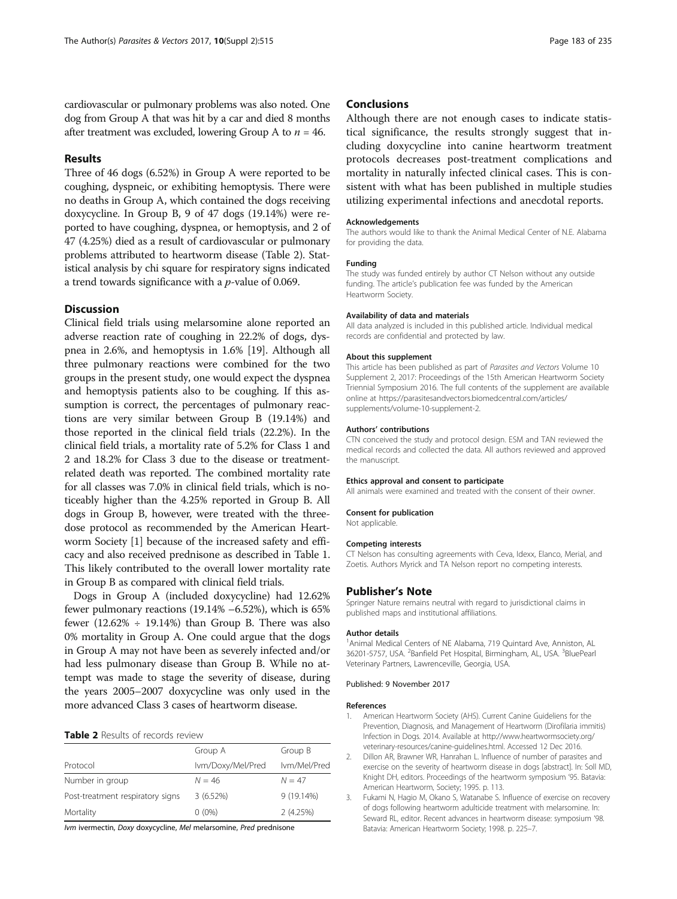cardiovascular or pulmonary problems was also noted. One dog from Group A that was hit by a car and died 8 months after treatment was excluded, lowering Group A to $n = 46$.

## Results

Three of 46 dogs (6.52%) in Group A were reported to be coughing, dyspneic, or exhibiting hemoptysis. There were no deaths in Group A, which contained the dogs receiving doxycycline. In Group B, 9 of 47 dogs (19.14%) were reported to have coughing, dyspnea, or hemoptysis, and 2 of 47 (4.25%) died as a result of cardiovascular or pulmonary problems attributed to heartworm disease (Table 2). Statistical analysis by chi square for respiratory signs indicated a trend towards significance with a $p$-value of 0.069.

## Discussion

Clinical field trials using melarsomine alone reported an adverse reaction rate of coughing in 22.2% of dogs, dyspnea in 2.6%, and hemoptysis in 1.6% [19]. Although all three pulmonary reactions were combined for the two groups in the present study, one would expect the dyspnea and hemoptysis patients also to be coughing. If this assumption is correct, the percentages of pulmonary reactions are very similar between Group B (19.14%) and those reported in the clinical field trials (22.2%). In the clinical field trials, a mortality rate of 5.2% for Class 1 and 2 and 18.2% for Class 3 due to the disease or treatment-related death was reported. The combined mortality rate for all classes was 7.0% in clinical field trials, which is noticeably higher than the 4.25% reported in Group B. All dogs in Group B, however, were treated with the three-dose protocol as recommended by the American Heartworm Society [1] because of the increased safety and efficacy and also received prednisone as described in Table 1. This likely contributed to the overall lower mortality rate in Group B as compared with clinical field trials.

Dogs in Group A (included doxycycline) had 12.62% fewer pulmonary reactions (19.14% –6.52%), which is 65% fewer (12.62% ÷ 19.14%) than Group B. There was also 0% mortality in Group A. One could argue that the dogs in Group A may not have been as severely infected and/or had less pulmonary disease than Group B. While no attempt was made to stage the severity of disease, during the years 2005–2007 doxycycline was only used in the more advanced Class 3 cases of heartworm disease.

**Table 2** Results of records review

| | Group A | Group B |
|---|---|---|
| Protocol | Ivm/Doxy/Mel/Pred | Ivm/Mel/Pred |
| Number in group | $N = 46$ | $N = 47$ |
| Post-treatment respiratory signs | 3 (6.52%) | 9 (19.14%) |
| Mortality | 0 (0%) | 2 (4.25%) |

*Ivm* ivermectin, *Doxy* doxycycline, *Mel* melarsomine, *Pred* prednisone

## Conclusions

Although there are not enough cases to indicate statistical significance, the results strongly suggest that including doxycycline into canine heartworm treatment protocols decreases post-treatment complications and mortality in naturally infected clinical cases. This is consistent with what has been published in multiple studies utilizing experimental infections and anecdotal reports.

#### Acknowledgements

The authors would like to thank the Animal Medical Center of N.E. Alabama for providing the data.

#### Funding

The study was funded entirely by author CT Nelson without any outside funding. The article's publication fee was funded by the American Heartworm Society.

#### Availability of data and materials

All data analyzed is included in this published article. Individual medical records are confidential and protected by law.

#### About this supplement

This article has been published as part of *Parasites and Vectors* Volume 10 Supplement 2, 2017: Proceedings of the 15th American Heartworm Society Triennial Symposium 2016. The full contents of the supplement are available online at https://parasitesandvectors.biomedcentral.com/articles/supplements/volume-10-supplement-2.

#### Authors' contributions

CTN conceived the study and protocol design. ESM and TAN reviewed the medical records and collected the data. All authors reviewed and approved the manuscript.

#### Ethics approval and consent to participate

All animals were examined and treated with the consent of their owner.

#### Consent for publication

Not applicable.

#### Competing interests

CT Nelson has consulting agreements with Ceva, Idexx, Elanco, Merial, and Zoetis. Authors Myrick and TA Nelson report no competing interests.

## Publisher's Note

Springer Nature remains neutral with regard to jurisdictional claims in published maps and institutional affiliations.

#### Author details

[1]Animal Medical Centers of NE Alabama, 719 Quintard Ave, Anniston, AL 36201-5757, USA. [2]Banfield Pet Hospital, Birmingham, AL, USA. [3]BluePearl Veterinary Partners, Lawrenceville, Georgia, USA.

Published: 9 November 2017

#### References

1. American Heartworm Society (AHS). Current Canine Guideliens for the Prevention, Diagnosis, and Management of Heartworm (Dirofilaria immitis) Infection in Dogs. 2014. Available at http://www.heartwormsociety.org/veterinary-resources/canine-guidelines.html. Accessed 12 Dec 2016.
2. Dillon AR, Brawner WR, Hanrahan L. Influence of number of parasites and exercise on the severity of heartworm disease in dogs [abstract]. In: Soll MD, Knight DH, editors. Proceedings of the heartworm symposium '95. Batavia: American Heartworm, Society; 1995. p. 113.
3. Fukami N, Hagio M, Okano S, Watanabe S. Influence of exercise on recovery of dogs following heartworm adulticide treatment with melarsomine. In: Seward RL, editor. Recent advances in heartworm disease: symposium '98. Batavia: American Heartworm Society; 1998. p. 225–7.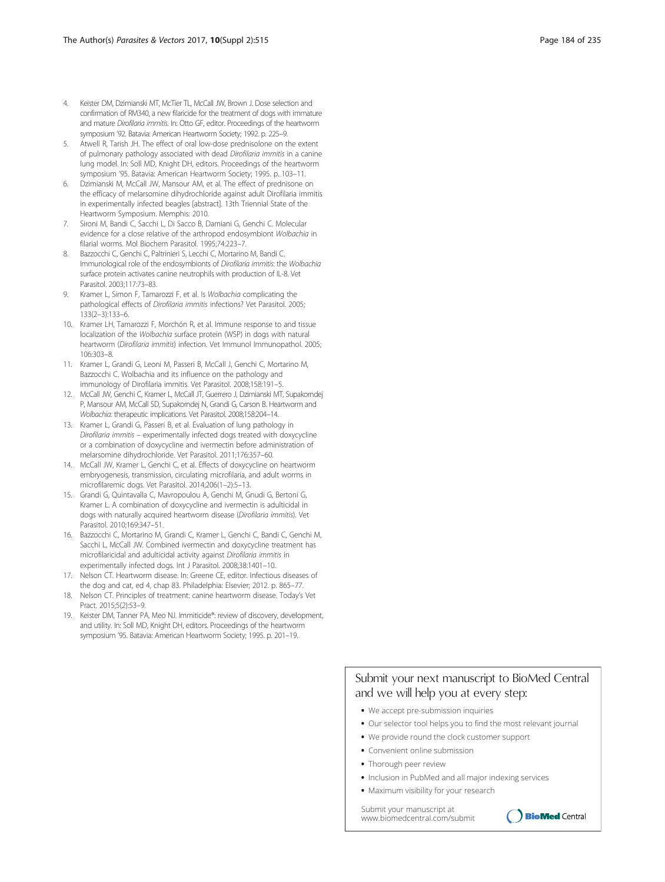4. Keister DM, Dzimianski MT, McTier TL, McCall JW, Brown J. Dose selection and confirmation of RM340, a new filaricide for the treatment of dogs with immature and mature *Dirofilaria immitis*. In: Otto GF, editor. Proceedings of the heartworm symposium '92. Batavia: American Heartworm Society; 1992. p. 225–9.
5. Atwell R, Tarish JH. The effect of oral low-dose prednisolone on the extent of pulmonary pathology associated with dead *Dirofilaria immitis* in a canine lung model. In: Soll MD, Knight DH, editors. Proceedings of the heartworm symposium '95. Batavia: American Heartworm Society; 1995. p. 103–11.
6. Dzimianski M, McCall JW, Mansour AM, et al. The effect of prednisone on the efficacy of melarsomine dihydrochloride against adult Dirofilaria immitis in experimentally infected beagles [abstract]. 13th Triennial State of the Heartworm Symposium. Memphis: 2010.
7. Sironi M, Bandi C, Sacchi L, Di Sacco B, Damiani G, Genchi C. Molecular evidence for a close relative of the arthropod endosymbiont *Wolbachia* in filarial worms. Mol Biochem Parasitol. 1995;74:223–7.
8. Bazzocchi C, Genchi C, Paltrinieri S, Lecchi C, Mortarino M, Bandi C. Immunological role of the endosymbionts of *Dirofilaria immitis*: the *Wolbachia* surface protein activates canine neutrophils with production of IL-8. Vet Parasitol. 2003;117:73–83.
9. Kramer L, Simon F, Tamarozzi F, et al. Is *Wolbachia* complicating the pathological effects of *Dirofilaria immitis* infections? Vet Parasitol. 2005; 133(2–3):133–6.
10. Kramer LH, Tamarozzi F, Morchón R, et al. Immune response to and tissue localization of the *Wolbachia* surface protein (WSP) in dogs with natural heartworm (*Dirofilaria immitis*) infection. Vet Immunol Immunopathol. 2005; 106:303–8.
11. Kramer L, Grandi G, Leoni M, Passeri B, McCall J, Genchi C, Mortarino M, Bazzocchi C. Wolbachia and its influence on the pathology and immunology of Dirofilaria immitis. Vet Parasitol. 2008;158:191–5.
12. McCall JW, Genchi C, Kramer L, McCall JT, Guerrero J, Dzimianski MT, Supakorndej P, Mansour AM, McCall SD, Supakorndej N, Grandi G, Carson B. Heartworm and *Wolbachia*: therapeutic implications. Vet Parasitol. 2008;158:204–14.
13. Kramer L, Grandi G, Passeri B, et al. Evaluation of lung pathology in *Dirofilaria immitis* – experimentally infected dogs treated with doxycycline or a combination of doxycycline and ivermectin before administration of melarsomine dihydrochloride. Vet Parasitol. 2011;176:357–60.
14. McCall JW, Kramer L, Genchi C, et al. Effects of doxycycline on heartworm embryogenesis, transmission, circulating microfilaria, and adult worms in microfilaremic dogs. Vet Parasitol. 2014;206(1–2):5–13.
15. Grandi G, Quintavalla C, Mavropoulou A, Genchi M, Gnudi G, Bertoni G, Kramer L. A combination of doxycycline and ivermectin is adulticidal in dogs with naturally acquired heartworm disease (*Dirofilaria immitis*). Vet Parasitol. 2010;169:347–51.
16. Bazzocchi C, Mortarino M, Grandi C, Kramer L, Genchi C, Bandi C, Genchi M, Sacchi L, McCall JW. Combined ivermectin and doxycycline treatment has microfilaricidal and adulticidal activity against *Dirofilaria immitis* in experimentally infected dogs. Int J Parasitol. 2008;38:1401–10.
17. Nelson CT. Heartworm disease. In: Greene CE, editor. Infectious diseases of the dog and cat, ed 4, chap 83. Philadelphia: Elsevier; 2012. p. 865–77.
18. Nelson CT. Principles of treatment: canine heartworm disease. Today's Vet Pract. 2015;5(2):53–9.
19. Keister DM, Tanner PA, Meo NJ. Immiticide®: review of discovery, development, and utility. In: Soll MD, Knight DH, editors. Proceedings of the heartworm symposium '95. Batavia: American Heartworm Society; 1995. p. 201–19.

Submit your next manuscript to BioMed Central and we will help you at every step:

- We accept pre-submission inquiries
- Our selector tool helps you to find the most relevant journal
- We provide round the clock customer support
- Convenient online submission
- Thorough peer review
- Inclusion in PubMed and all major indexing services
- Maximum visibility for your research

Submit your manuscript at www.biomedcentral.com/submit

BioMed Central